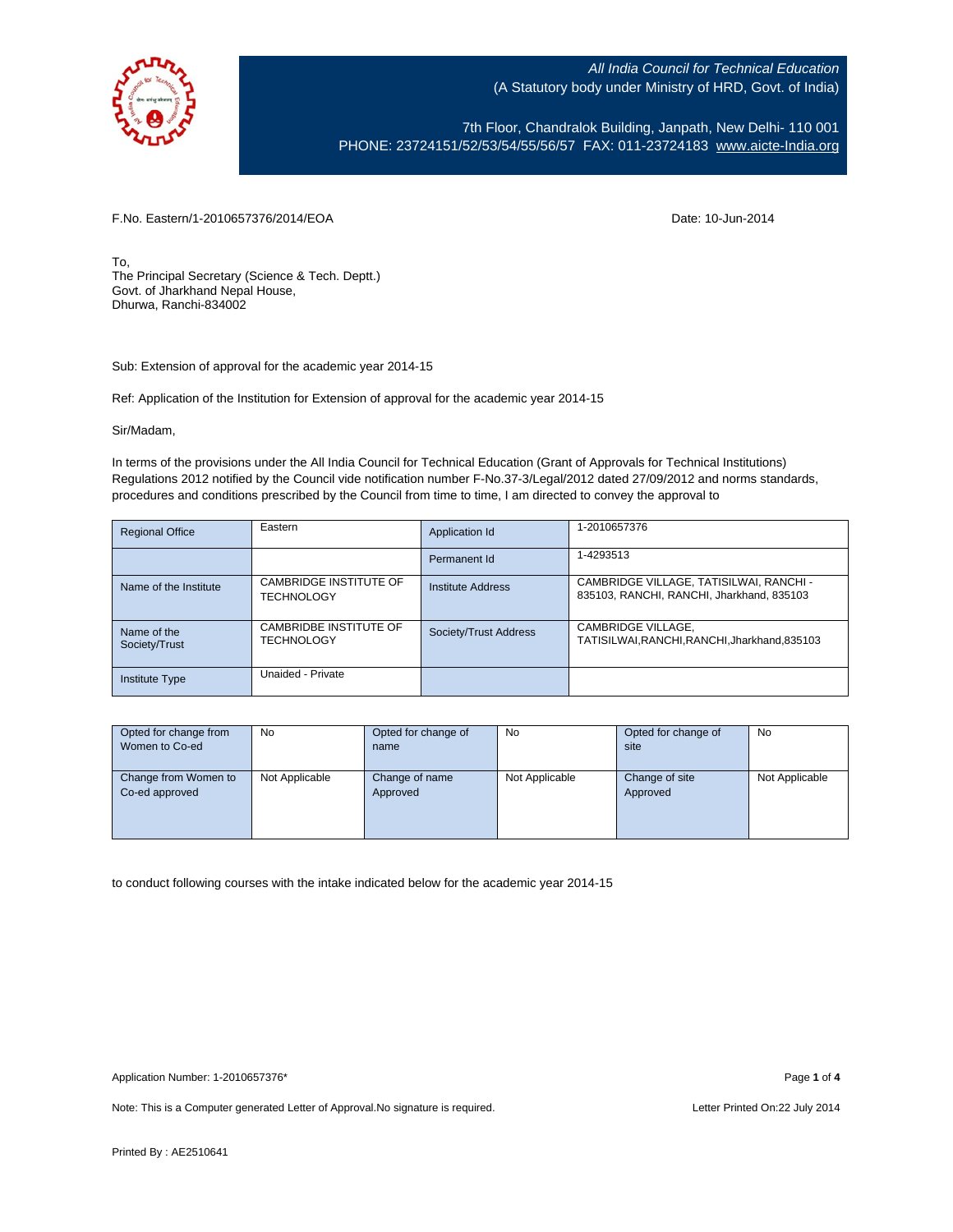All India Council for Technical Education
(A Statutory body under Ministry of HRD, Govt. of India)

7th Floor, Chandralok Building, Janpath, New Delhi- 110 001
PHONE: 23724151/52/53/54/55/56/57 FAX: 011-23724183 www.aicte-India.org

F.No. Eastern/1-2010657376/2014/EOA

Date: 10-Jun-2014

To,
The Principal Secretary (Science & Tech. Deptt.)
Govt. of Jharkhand Nepal House,
Dhurwa, Ranchi-834002

Sub: Extension of approval for the academic year 2014-15

Ref: Application of the Institution for Extension of approval for the academic year 2014-15

Sir/Madam,

In terms of the provisions under the All India Council for Technical Education (Grant of Approvals for Technical Institutions) Regulations 2012 notified by the Council vide notification number F-No.37-3/Legal/2012 dated 27/09/2012 and norms standards, procedures and conditions prescribed by the Council from time to time, I am directed to convey the approval to

| Regional Office | Eastern | Application Id | 1-2010657376 |
|---|---|---|---|
| | | Permanent Id | 1-4293513 |
| Name of the Institute | CAMBRIDGE INSTITUTE OF TECHNOLOGY | Institute Address | CAMBRIDGE VILLAGE, TATISILWAI, RANCHI - 835103, RANCHI, RANCHI, Jharkhand, 835103 |
| Name of the Society/Trust | CAMBRIDBE INSTITUTE OF TECHNOLOGY | Society/Trust Address | CAMBRIDGE VILLAGE, TATISILWAI,RANCHI,RANCHI,Jharkhand,835103 |
| Institute Type | Unaided - Private | | |

| Opted for change from Women to Co-ed | No | Opted for change of name | No | Opted for change of site | No |
|---|---|---|---|---|---|
| Change from Women to Co-ed approved | Not Applicable | Change of name Approved | Not Applicable | Change of site Approved | Not Applicable |

to conduct following courses with the intake indicated below for the academic year 2014-15

Application Number: 1-2010657376*

Note: This is a Computer generated Letter of Approval.No signature is required.

Letter Printed On:22 July 2014

Printed By : AE2510641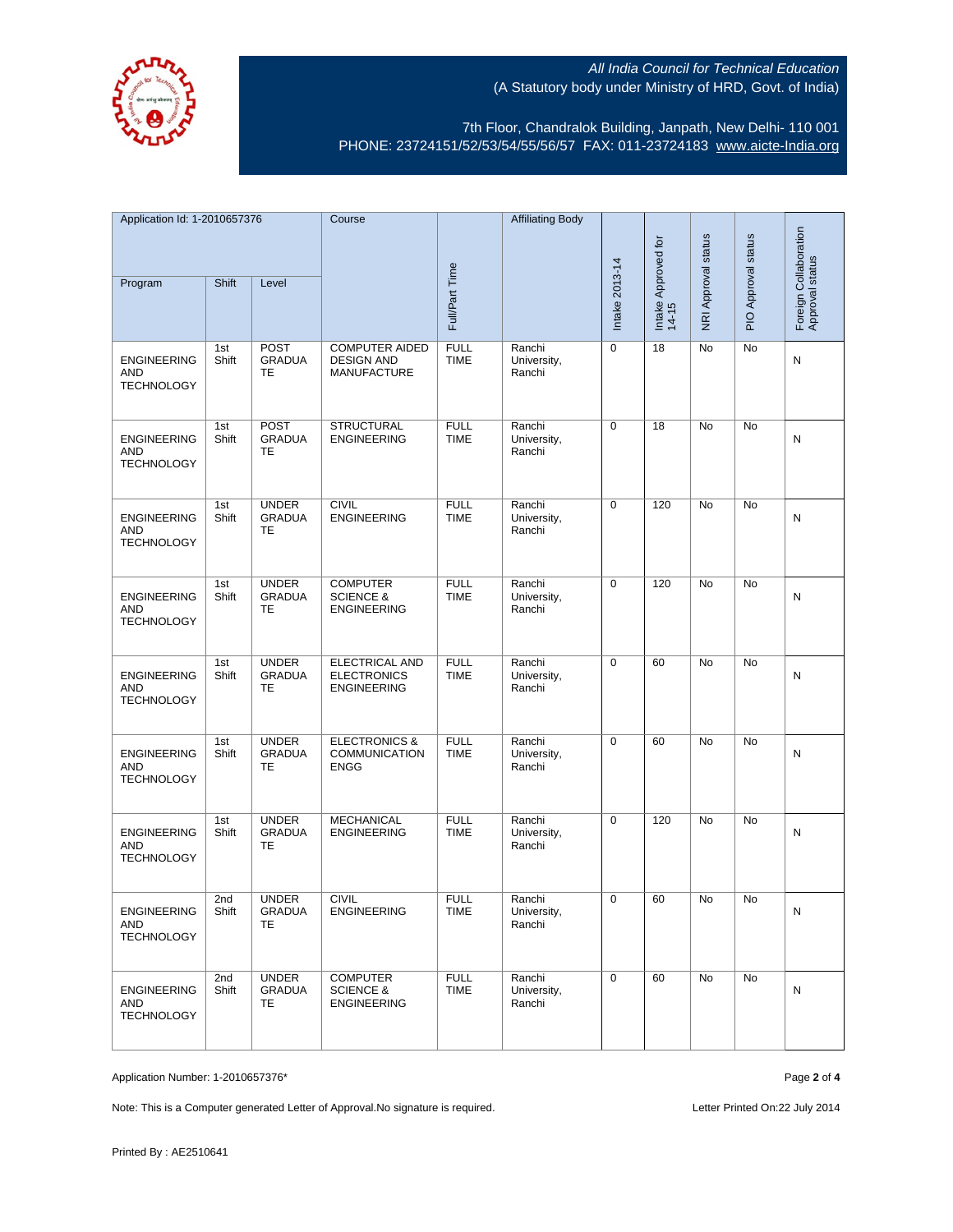All India Council for Technical Education
(A Statutory body under Ministry of HRD, Govt. of India)

7th Floor, Chandralok Building, Janpath, New Delhi- 110 001
PHONE: 23724151/52/53/54/55/56/57 FAX: 011-23724183 www.aicte-India.org

| Application Id: 1-2010657376 | | | Course | Full/Part Time | Affiliating Body | Intake 2013-14 | Intake Approved for 14-15 | NRI Approval status | PIO Approval status | Foreign Collaboration Approval status |
|---|---|---|---|---|---|---|---|---|---|---|
| Program | Shift | Level | | | | | | | | |
| ENGINEERING AND TECHNOLOGY | 1st Shift | POST GRADUATE | COMPUTER AIDED DESIGN AND MANUFACTURE | FULL TIME | Ranchi University, Ranchi | 0 | 18 | No | No | N |
| ENGINEERING AND TECHNOLOGY | 1st Shift | POST GRADUATE | STRUCTURAL ENGINEERING | FULL TIME | Ranchi University, Ranchi | 0 | 18 | No | No | N |
| ENGINEERING AND TECHNOLOGY | 1st Shift | UNDER GRADUATE | CIVIL ENGINEERING | FULL TIME | Ranchi University, Ranchi | 0 | 120 | No | No | N |
| ENGINEERING AND TECHNOLOGY | 1st Shift | UNDER GRADUATE | COMPUTER SCIENCE & ENGINEERING | FULL TIME | Ranchi University, Ranchi | 0 | 120 | No | No | N |
| ENGINEERING AND TECHNOLOGY | 1st Shift | UNDER GRADUATE | ELECTRICAL AND ELECTRONICS ENGINEERING | FULL TIME | Ranchi University, Ranchi | 0 | 60 | No | No | N |
| ENGINEERING AND TECHNOLOGY | 1st Shift | UNDER GRADUATE | ELECTRONICS & COMMUNICATION ENGG | FULL TIME | Ranchi University, Ranchi | 0 | 60 | No | No | N |
| ENGINEERING AND TECHNOLOGY | 1st Shift | UNDER GRADUATE | MECHANICAL ENGINEERING | FULL TIME | Ranchi University, Ranchi | 0 | 120 | No | No | N |
| ENGINEERING AND TECHNOLOGY | 2nd Shift | UNDER GRADUATE | CIVIL ENGINEERING | FULL TIME | Ranchi University, Ranchi | 0 | 60 | No | No | N |
| ENGINEERING AND TECHNOLOGY | 2nd Shift | UNDER GRADUATE | COMPUTER SCIENCE & ENGINEERING | FULL TIME | Ranchi University, Ranchi | 0 | 60 | No | No | N |

Application Number: 1-2010657376*

Note: This is a Computer generated Letter of Approval.No signature is required.

Letter Printed On:22 July 2014

Printed By : AE2510641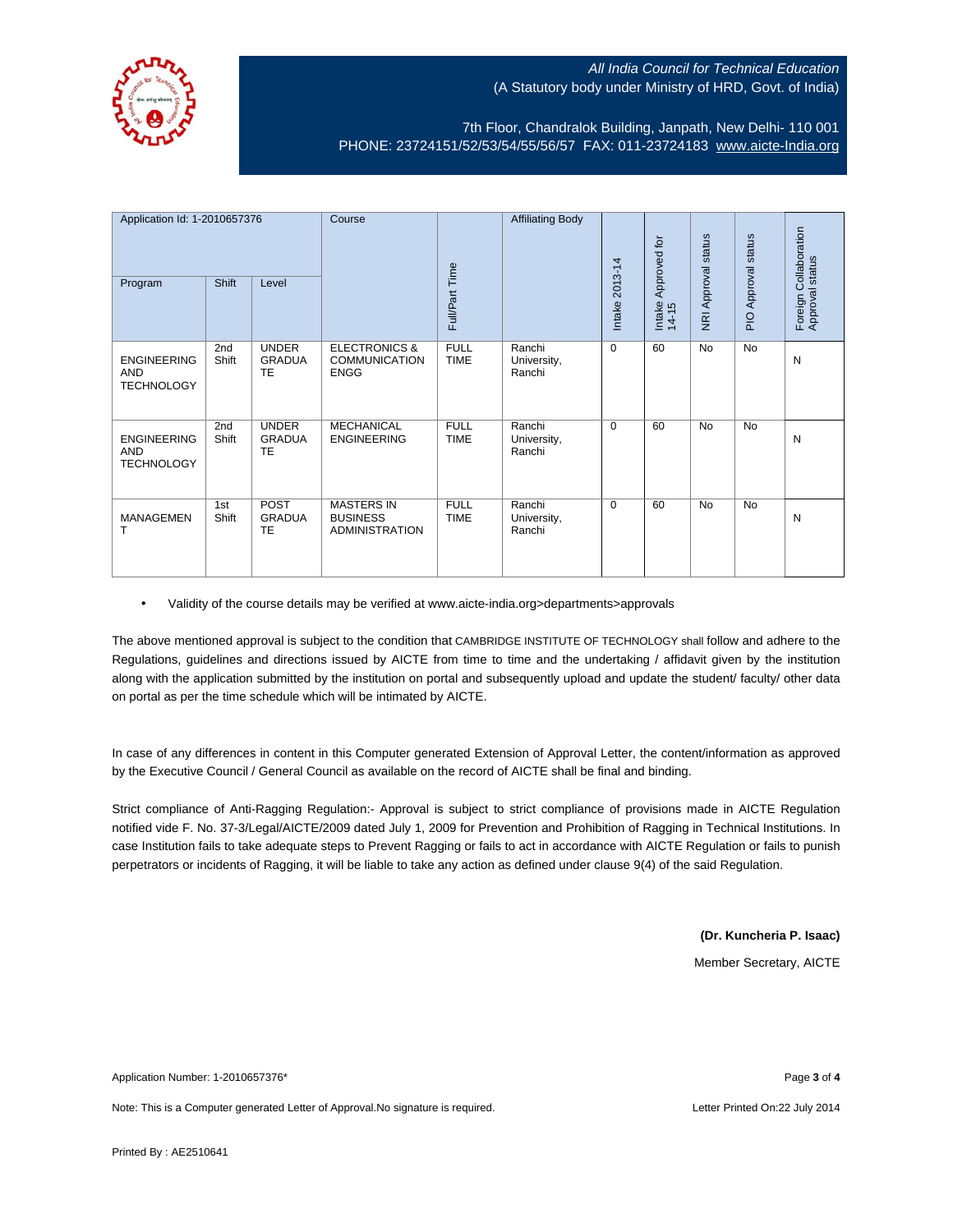All India Council for Technical Education
(A Statutory body under Ministry of HRD, Govt. of India)

7th Floor, Chandralok Building, Janpath, New Delhi- 110 001
PHONE: 23724151/52/53/54/55/56/57 FAX: 011-23724183 www.aicte-India.org

| Application Id: 1-2010657376 | | | Course | Full/Part Time | Affiliating Body | Intake 2013-14 | Intake Approved for 14-15 | NRI Approval status | PIO Approval status | Foreign Collaboration Approval status |
|---|---|---|---|---|---|---|---|---|---|---|
| Program | Shift | Level | | | | | | | | |
| ENGINEERING AND TECHNOLOGY | 2nd Shift | UNDER GRADUATE | ELECTRONICS & COMMUNICATION ENGG | FULL TIME | Ranchi University, Ranchi | 0 | 60 | No | No | N |
| ENGINEERING AND TECHNOLOGY | 2nd Shift | UNDER GRADUATE | MECHANICAL ENGINEERING | FULL TIME | Ranchi University, Ranchi | 0 | 60 | No | No | N |
| MANAGEMENT | 1st Shift | POST GRADUATE | MASTERS IN BUSINESS ADMINISTRATION | FULL TIME | Ranchi University, Ranchi | 0 | 60 | No | No | N |

- Validity of the course details may be verified at www.aicte-india.org>departments>approvals

The above mentioned approval is subject to the condition that CAMBRIDGE INSTITUTE OF TECHNOLOGY shall follow and adhere to the Regulations, guidelines and directions issued by AICTE from time to time and the undertaking / affidavit given by the institution along with the application submitted by the institution on portal and subsequently upload and update the student/ faculty/ other data on portal as per the time schedule which will be intimated by AICTE.

In case of any differences in content in this Computer generated Extension of Approval Letter, the content/information as approved by the Executive Council / General Council as available on the record of AICTE shall be final and binding.

Strict compliance of Anti-Ragging Regulation:- Approval is subject to strict compliance of provisions made in AICTE Regulation notified vide F. No. 37-3/Legal/AICTE/2009 dated July 1, 2009 for Prevention and Prohibition of Ragging in Technical Institutions. In case Institution fails to take adequate steps to Prevent Ragging or fails to act in accordance with AICTE Regulation or fails to punish perpetrators or incidents of Ragging, it will be liable to take any action as defined under clause 9(4) of the said Regulation.

**(Dr. Kuncheria P. Isaac)**

Member Secretary, AICTE

Application Number: 1-2010657376*

Note: This is a Computer generated Letter of Approval.No signature is required.

Letter Printed On:22 July 2014

Printed By : AE2510641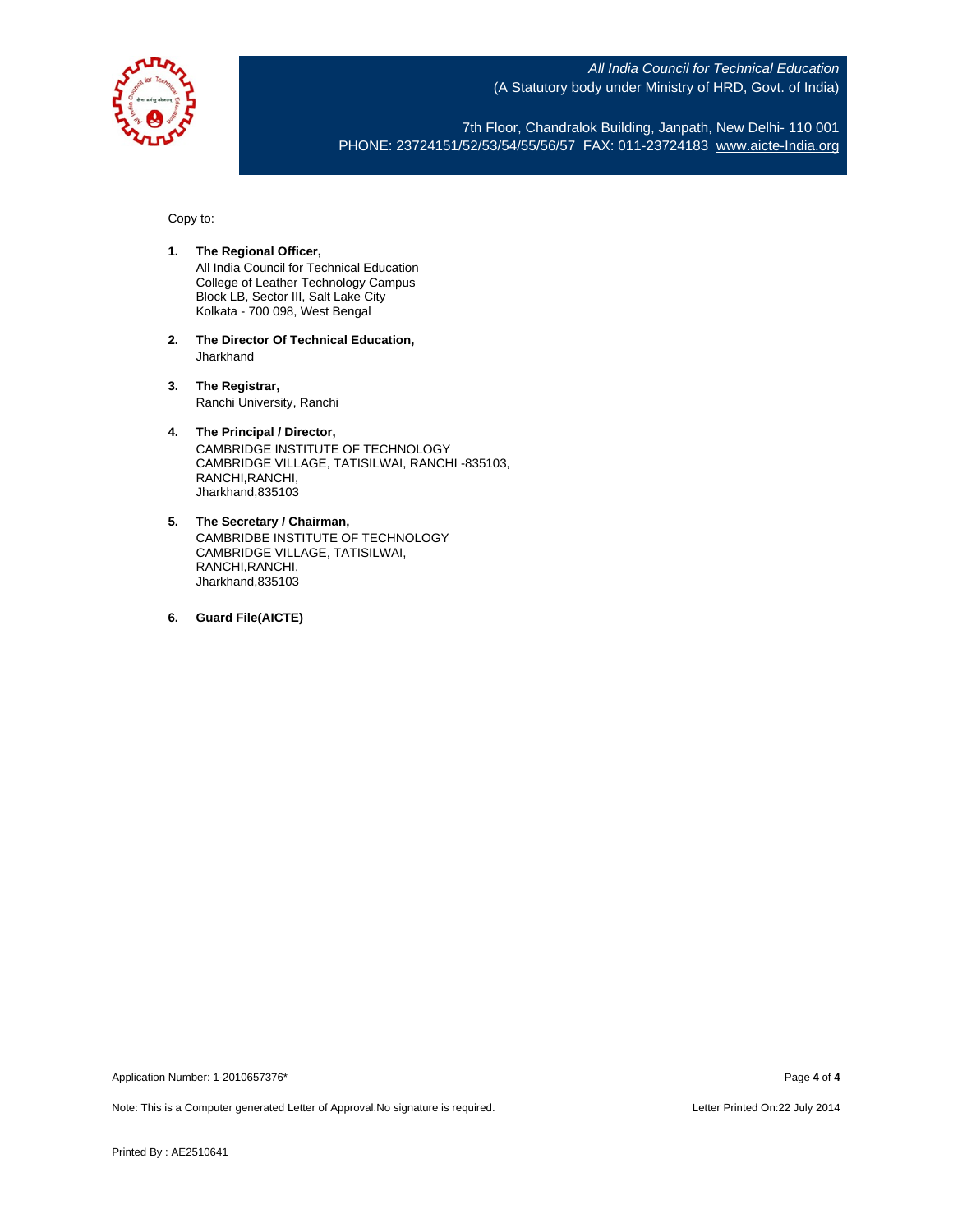*All India Council for Technical Education*
(A Statutory body under Ministry of HRD, Govt. of India)

7th Floor, Chandralok Building, Janpath, New Delhi- 110 001
PHONE: 23724151/52/53/54/55/56/57 FAX: 011-23724183 www.aicte-India.org

Copy to:

1. **The Regional Officer,**
   All India Council for Technical Education
   College of Leather Technology Campus
   Block LB, Sector III, Salt Lake City
   Kolkata - 700 098, West Bengal

2. **The Director Of Technical Education,**
   Jharkhand

3. **The Registrar,**
   Ranchi University, Ranchi

4. **The Principal / Director,**
   CAMBRIDGE INSTITUTE OF TECHNOLOGY
   CAMBRIDGE VILLAGE, TATISILWAI, RANCHI -835103,
   RANCHI,RANCHI,
   Jharkhand,835103

5. **The Secretary / Chairman,**
   CAMBRIDBE INSTITUTE OF TECHNOLOGY
   CAMBRIDGE VILLAGE, TATISILWAI,
   RANCHI,RANCHI,
   Jharkhand,835103

6. **Guard File(AICTE)**

Application Number: 1-2010657376*

Note: This is a Computer generated Letter of Approval.No signature is required.

Letter Printed On:22 July 2014

Printed By : AE2510641